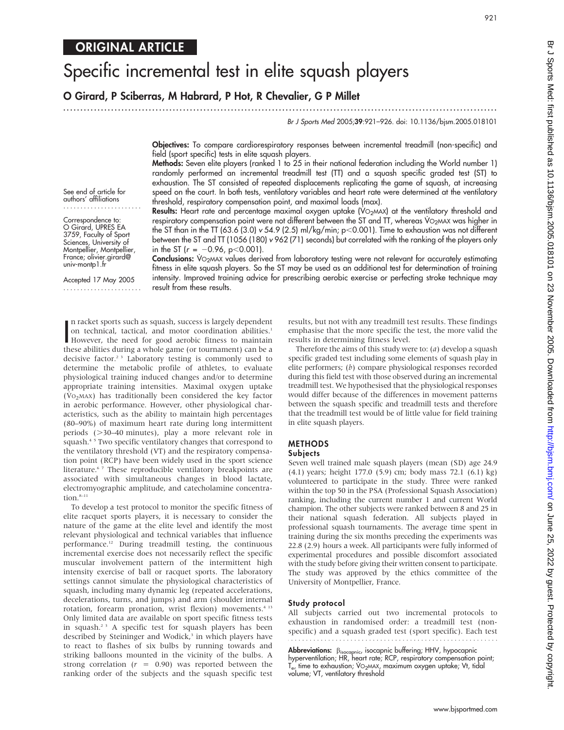ORIGINAL ARTICLE

# Specific incremental test in elite squash players

**O Girard, P Sciberras, M Habrard, P Hot, R Chevalier, G P Millet**

Br J Sports Med 2005;39:921–926. doi: 10.1136/bjsm.2005.018101

See end of article for authors' affiliations

Correspondence to: O Girard, UPRES EA 3759, Faculty of Sport Sciences, University of Montpellier, Montpellier, France; olivier.girard@univ-montp1.fr

Accepted 17 May 2005

**Objectives:** To compare cardiorespiratory responses between incremental treadmill (non-specific) and field (sport specific) tests in elite squash players.

**Methods:** Seven elite players (ranked 1 to 25 in their national federation including the World number 1) randomly performed an incremental treadmill test (TT) and a squash specific graded test (ST) to exhaustion. The ST consisted of repeated displacements replicating the game of squash, at increasing speed on the court. In both tests, ventilatory variables and heart rate were determined at the ventilatory threshold, respiratory compensation point, and maximal loads (max).

**Results:** Heart rate and percentage maximal oxygen uptake ($\dot{V}O_2MAX$) at the ventilatory threshold and respiratory compensation point were not different between the ST and TT, whereas $\dot{V}O_2MAX$ was higher in the ST than in the TT (63.6 (3.0) v 54.9 (2.5) ml/kg/min; $p<0.001$). Time to exhaustion was not different between the ST and TT (1056 (180) v 962 (71) seconds) but correlated with the ranking of the players only in the ST ($r = -0.96$, $p<0.001$).

**Conclusions:** $\dot{V}O_2MAX$ values derived from laboratory testing were not relevant for accurately estimating fitness in elite squash players. So the ST may be used as an additional test for determination of training intensity. Improved training advice for prescribing aerobic exercise or perfecting stroke technique may result from these results.

In racket sports such as squash, success is largely dependent on technical, tactical, and motor coordination abilities.[1] However, the need for good aerobic fitness to maintain these abilities during a whole game (or tournament) can be a decisive factor.[2,3] Laboratory testing is commonly used to determine the metabolic profile of athletes, to evaluate physiological training induced changes and/or to determine appropriate training intensities. Maximal oxygen uptake ($\dot{V}O_2MAX$) has traditionally been considered the key factor in aerobic performance. However, other physiological characteristics, such as the ability to maintain high percentages (80–90%) of maximum heart rate during long intermittent periods (>30–40 minutes), play a more relevant role in squash.[4,5] Two specific ventilatory changes that correspond to the ventilatory threshold (VT) and the respiratory compensation point (RCP) have been widely used in the sport science literature.[6,7] These reproducible ventilatory breakpoints are associated with simultaneous changes in blood lactate, electromyographic amplitude, and catecholamine concentration.[8–11]

To develop a test protocol to monitor the specific fitness of elite racquet sports players, it is necessary to consider the nature of the game at the elite level and identify the most relevant physiological and technical variables that influence performance.[12] During treadmill testing, the continuous incremental exercise does not necessarily reflect the specific muscular involvement pattern of the intermittent high intensity exercise of ball or racquet sports. The laboratory settings cannot simulate the physiological characteristics of squash, including many dynamic leg (repeated accelerations, decelerations, turns, and jumps) and arm (shoulder internal rotation, forearm pronation, wrist flexion) movements.[4,13] Only limited data are available on sport specific fitness tests in squash.[2,3] A specific test for squash players has been described by Steininger and Wodick,[3] in which players have to react to flashes of six bulbs by running towards and striking balloons mounted in the vicinity of the bulbs. A strong correlation ($r = 0.90$) was reported between the ranking order of the subjects and the squash specific test results, but not with any treadmill test results. These findings emphasise that the more specific the test, the more valid the results in determining fitness level.

Therefore the aims of this study were to: (*a*) develop a squash specific graded test including some elements of squash play in elite performers; (*b*) compare physiological responses recorded during this field test with those observed during an incremental treadmill test. We hypothesised that the physiological responses would differ because of the differences in movement patterns between the squash specific and treadmill tests and therefore that the treadmill test would be of little value for field training in elite squash players.

## METHODS

### Subjects

Seven well trained male squash players (mean (SD) age 24.9 (4.1) years; height 177.0 (5.9) cm; body mass 72.1 (6.1) kg) volunteered to participate in the study. Three were ranked within the top 50 in the PSA (Professional Squash Association) ranking, including the current number 1 and current World champion. The other subjects were ranked between 8 and 25 in their national squash federation. All subjects played in professional squash tournaments. The average time spent in training during the six months preceding the experiments was 22.8 (2.9) hours a week. All participants were fully informed of experimental procedures and possible discomfort associated with the study before giving their written consent to participate. The study was approved by the ethics committee of the University of Montpellier, France.

### Study protocol

All subjects carried out two incremental protocols to exhaustion in randomised order: a treadmill test (non-specific) and a squash graded test (sport specific). Each test

**Abbreviations:** $\beta_{isocapnic}$, isocapnic buffering; HHV, hypocapnic hyperventilation; HR, heart rate; RCP, respiratory compensation point; $T_e$, time to exhaustion; $\dot{V}O_2MAX$, maximum oxygen uptake; Vt, tidal volume; VT, ventilatory threshold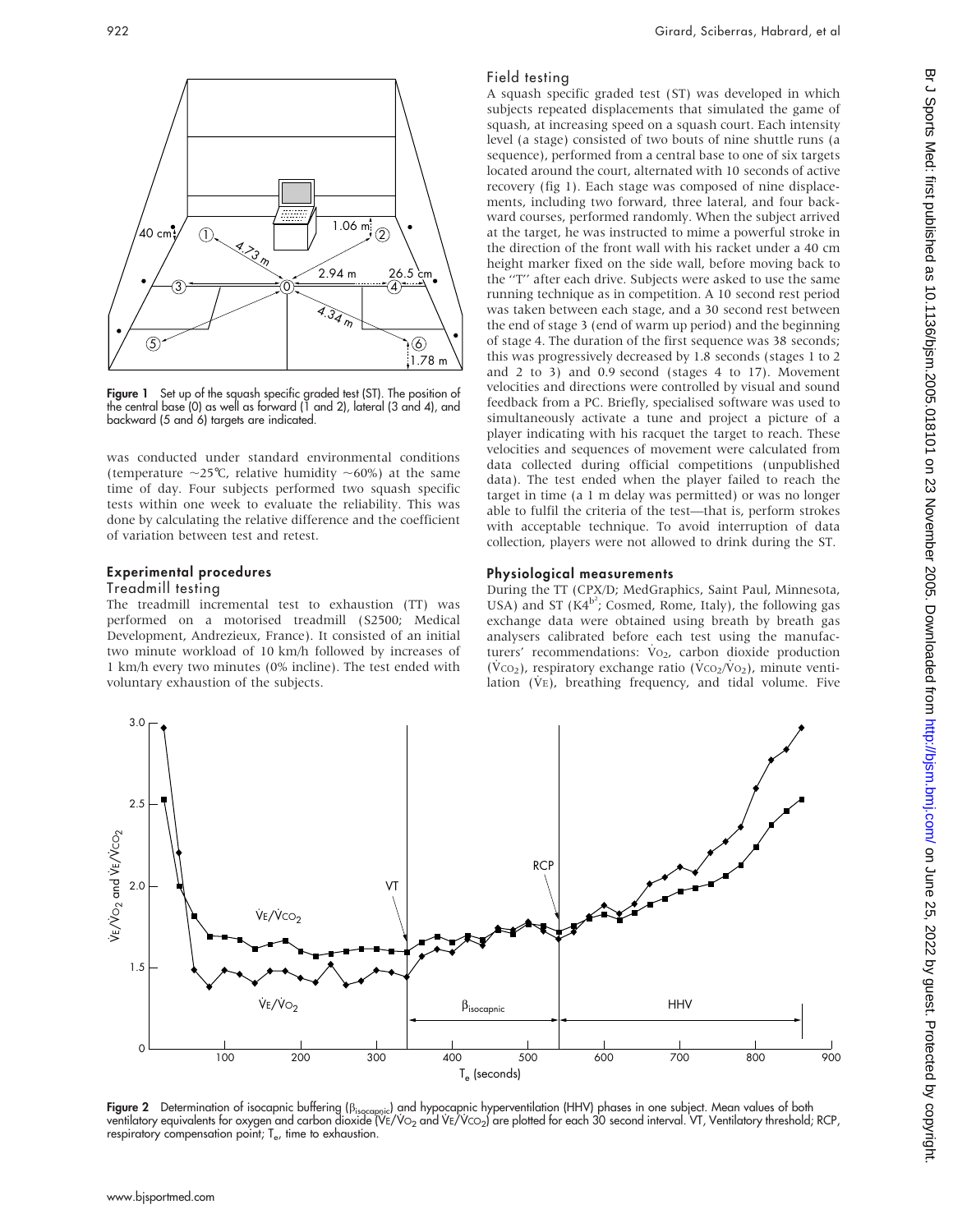Figure 1 Set up of the squash specific graded test (ST). The position of the central base (0) as well as forward (1 and 2), lateral (3 and 4), and backward (5 and 6) targets are indicated.

was conducted under standard environmental conditions (temperature ~25°C, relative humidity ~60%) at the same time of day. Four subjects performed two squash specific tests within one week to evaluate the reliability. This was done by calculating the relative difference and the coefficient of variation between test and retest.

### Experimental procedures

#### Treadmill testing

The treadmill incremental test to exhaustion (TT) was performed on a motorised treadmill (S2500; Medical Development, Andrezieux, France). It consisted of an initial two minute workload of 10 km/h followed by increases of 1 km/h every two minutes (0% incline). The test ended with voluntary exhaustion of the subjects.

#### Field testing

A squash specific graded test (ST) was developed in which subjects repeated displacements that simulated the game of squash, at increasing speed on a squash court. Each intensity level (a stage) consisted of two bouts of nine shuttle runs (a sequence), performed from a central base to one of six targets located around the court, alternated with 10 seconds of active recovery (fig 1). Each stage was composed of nine displacements, including two forward, three lateral, and four backward courses, performed randomly. When the subject arrived at the target, he was instructed to mime a powerful stroke in the direction of the front wall with his racket under a 40 cm height marker fixed on the side wall, before moving back to the "T" after each drive. Subjects were asked to use the same running technique as in competition. A 10 second rest period was taken between each stage, and a 30 second rest between the end of stage 3 (end of warm up period) and the beginning of stage 4. The duration of the first sequence was 38 seconds; this was progressively decreased by 1.8 seconds (stages 1 to 2 and 2 to 3) and 0.9 second (stages 4 to 17). Movement velocities and directions were controlled by visual and sound feedback from a PC. Briefly, specialised software was used to simultaneously activate a tune and project a picture of a player indicating with his racquet the target to reach. These velocities and sequences of movement were calculated from data collected during official competitions (unpublished data). The test ended when the player failed to reach the target in time (a 1 m delay was permitted) or was no longer able to fulfil the criteria of the test—that is, perform strokes with acceptable technique. To avoid interruption of data collection, players were not allowed to drink during the ST.

### Physiological measurements

During the TT (CPX/D; MedGraphics, Saint Paul, Minnesota, USA) and ST ($K4^{b^2}$; Cosmed, Rome, Italy), the following gas exchange data were obtained using breath by breath gas analysers calibrated before each test using the manufacturers' recommendations: $\dot{V}O_2$, carbon dioxide production ($\dot{V}CO_2$), respiratory exchange ratio ($\dot{V}CO_2/\dot{V}O_2$), minute ventilation ($\dot{V}E$), breathing frequency, and tidal volume. Five

Figure 2 Determination of isocapnic buffering ($\beta_{isocapnic}$) and hypocapnic hyperventilation (HHV) phases in one subject. Mean values of both ventilatory equivalents for oxygen and carbon dioxide ($\dot{V}E/\dot{V}O_2$ and $\dot{V}E/\dot{V}CO_2$) are plotted for each 30 second interval. VT, Ventilatory threshold; RCP, respiratory compensation point; $T_e$, time to exhaustion.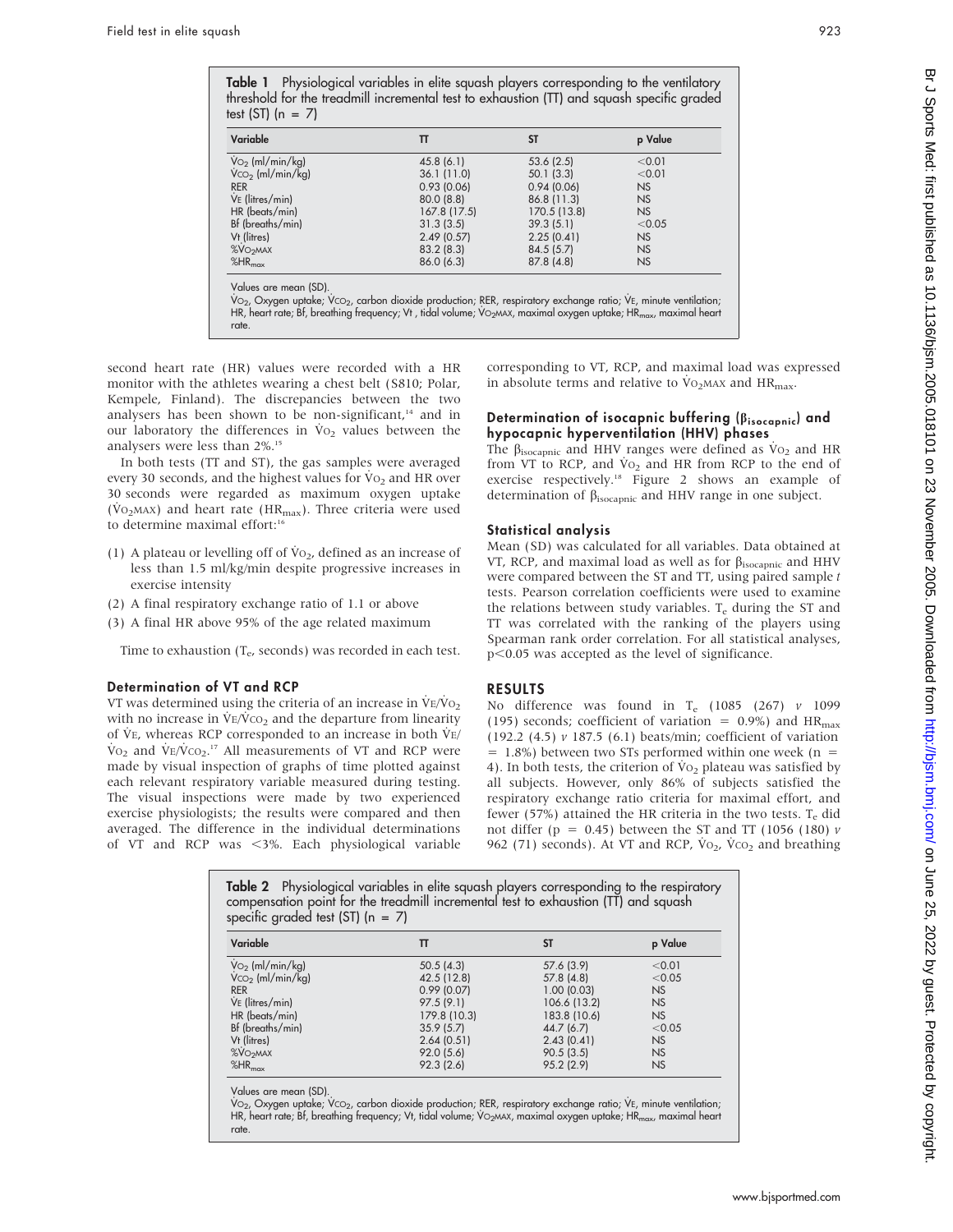**Table 1** Physiological variables in elite squash players corresponding to the ventilatory threshold for the treadmill incremental test to exhaustion (TT) and squash specific graded test (ST) (n = 7)

| Variable | TT | ST | p Value |
|---|---|---|---|
| $\dot{V}O_2$ (ml/min/kg) | 45.8 (6.1) | 53.6 (2.5) | <0.01 |
| $\dot{V}CO_2$ (ml/min/kg) | 36.1 (11.0) | 50.1 (3.3) | <0.01 |
| RER | 0.93 (0.06) | 0.94 (0.06) | NS |
| $\dot{V}E$ (litres/min) | 80.0 (8.8) | 86.8 (11.3) | NS |
| HR (beats/min) | 167.8 (17.5) | 170.5 (13.8) | NS |
| Bf (breaths/min) | 31.3 (3.5) | 39.3 (5.1) | <0.05 |
| Vt (litres) | 2.49 (0.57) | 2.25 (0.41) | NS |
| %$\dot{V}O_2MAX$ | 83.2 (8.3) | 84.5 (5.7) | NS |
| %$HR_{max}$ | 86.0 (6.3) | 87.8 (4.8) | NS |

Values are mean (SD).
$\dot{V}O_2$, Oxygen uptake; $\dot{V}CO_2$, carbon dioxide production; RER, respiratory exchange ratio; $\dot{V}E$, minute ventilation; HR, heart rate; Bf, breathing frequency; Vt , tidal volume; $\dot{V}O_2MAX$, maximal oxygen uptake; $HR_{max}$, maximal heart rate.

second heart rate (HR) values were recorded with a HR monitor with the athletes wearing a chest belt (S810; Polar, Kempele, Finland). The discrepancies between the two analysers has been shown to be non-significant,[14] and in our laboratory the differences in $\dot{V}O_2$ values between the analysers were less than 2%.[15]

In both tests (TT and ST), the gas samples were averaged every 30 seconds, and the highest values for $\dot{V}O_2$ and HR over 30 seconds were regarded as maximum oxygen uptake ($\dot{V}O_2MAX$) and heart rate ($HR_{max}$). Three criteria were used to determine maximal effort:[16]

1. A plateau or levelling off of $\dot{V}O_2$, defined as an increase of less than 1.5 ml/kg/min despite progressive increases in exercise intensity
2. A final respiratory exchange ratio of 1.1 or above
3. A final HR above 95% of the age related maximum

Time to exhaustion ($T_e$, seconds) was recorded in each test.

### Determination of VT and RCP

VT was determined using the criteria of an increase in $\dot{V}E/\dot{V}O_2$ with no increase in $\dot{V}E/\dot{V}CO_2$ and the departure from linearity of $\dot{V}E$, whereas RCP corresponded to an increase in both $\dot{V}E/\dot{V}O_2$ and $\dot{V}E/\dot{V}CO_2$.[17] All measurements of VT and RCP were made by visual inspection of graphs of time plotted against each relevant respiratory variable measured during testing. The visual inspections were made by two experienced exercise physiologists; the results were compared and then averaged. The difference in the individual determinations of VT and RCP was <3%. Each physiological variable corresponding to VT, RCP, and maximal load was expressed in absolute terms and relative to $\dot{V}O_2MAX$ and $HR_{max}$.

### Determination of isocapnic buffering ($\beta_{isocapnic}$) and hypocapnic hyperventilation (HHV) phases

The $\beta_{isocapnic}$ and HHV ranges were defined as $\dot{V}O_2$ and HR from VT to RCP, and $\dot{V}O_2$ and HR from RCP to the end of exercise respectively.[18] Figure 2 shows an example of determination of $\beta_{isocapnic}$ and HHV range in one subject.

### Statistical analysis

Mean (SD) was calculated for all variables. Data obtained at VT, RCP, and maximal load as well as for $\beta_{isocapnic}$ and HHV were compared between the ST and TT, using paired sample *t* tests. Pearson correlation coefficients were used to examine the relations between study variables. $T_e$ during the ST and TT was correlated with the ranking of the players using Spearman rank order correlation. For all statistical analyses, $p<0.05$ was accepted as the level of significance.

## RESULTS

No difference was found in $T_e$ (1085 (267) *v* 1099 (195) seconds; coefficient of variation = 0.9%) and $HR_{max}$ (192.2 (4.5) *v* 187.5 (6.1) beats/min; coefficient of variation = 1.8%) between two STs performed within one week (n = 4). In both tests, the criterion of $\dot{V}O_2$ plateau was satisfied by all subjects. However, only 86% of subjects satisfied the respiratory exchange ratio criteria for maximal effort, and fewer (57%) attained the HR criteria in the two tests. $T_e$ did not differ (p = 0.45) between the ST and TT (1056 (180) *v* 962 (71) seconds). At VT and RCP, $\dot{V}O_2$, $\dot{V}CO_2$ and breathing

**Table 2** Physiological variables in elite squash players corresponding to the respiratory compensation point for the treadmill incremental test to exhaustion (TT) and squash specific graded test (ST) (n = 7)

| Variable | TT | ST | p Value |
|---|---|---|---|
| $\dot{V}O_2$ (ml/min/kg) | 50.5 (4.3) | 57.6 (3.9) | <0.01 |
| $\dot{V}CO_2$ (ml/min/kg) | 42.5 (12.8) | 57.8 (4.8) | <0.05 |
| RER | 0.99 (0.07) | 1.00 (0.03) | NS |
| $\dot{V}E$ (litres/min) | 97.5 (9.1) | 106.6 (13.2) | NS |
| HR (beats/min) | 179.8 (10.3) | 183.8 (10.6) | NS |
| Bf (breaths/min) | 35.9 (5.7) | 44.7 (6.7) | <0.05 |
| Vt (litres) | 2.64 (0.51) | 2.43 (0.41) | NS |
| %$\dot{V}O_2MAX$ | 92.0 (5.6) | 90.5 (3.5) | NS |
| %$HR_{max}$ | 92.3 (2.6) | 95.2 (2.9) | NS |

Values are mean (SD).
$\dot{V}O_2$, Oxygen uptake; $\dot{V}CO_2$, carbon dioxide production; RER, respiratory exchange ratio; $\dot{V}E$, minute ventilation; HR, heart rate; Bf, breathing frequency; Vt, tidal volume; $\dot{V}O_2MAX$, maximal oxygen uptake; $HR_{max}$, maximal heart rate.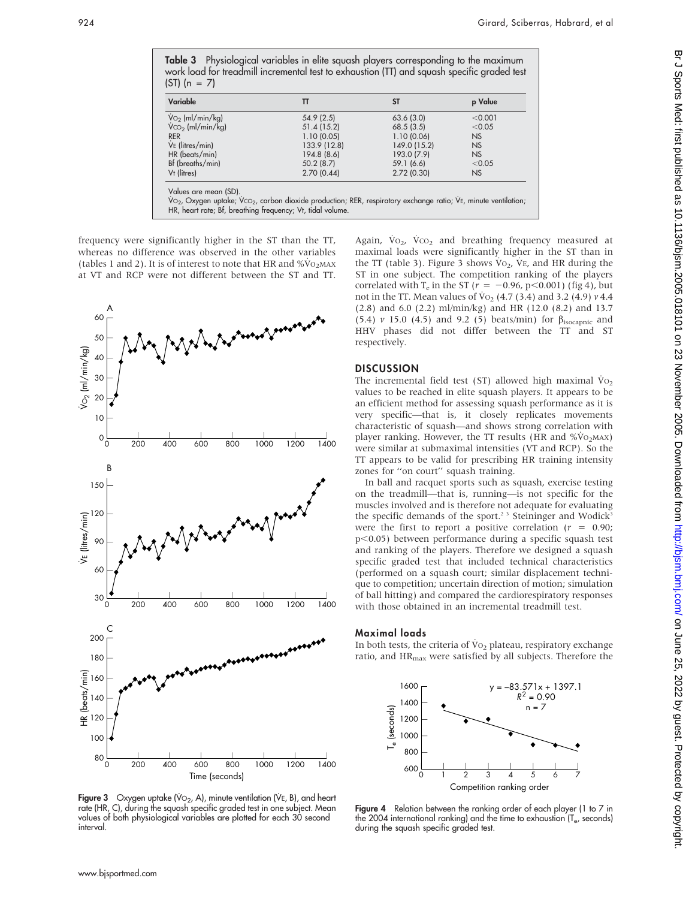**Table 3** Physiological variables in elite squash players corresponding to the maximum work load for treadmill incremental test to exhaustion (TT) and squash specific graded test (ST) (n = 7)

| Variable | TT | ST | p Value |
|---|---|---|---|
| $\dot{V}O_2$ (ml/min/kg) | 54.9 (2.5) | 63.6 (3.0) | <0.001 |
| $\dot{V}CO_2$ (ml/min/kg) | 51.4 (15.2) | 68.5 (3.5) | <0.05 |
| RER | 1.10 (0.05) | 1.10 (0.06) | NS |
| $\dot{V}E$ (litres/min) | 133.9 (12.8) | 149.0 (15.2) | NS |
| HR (beats/min) | 194.8 (8.6) | 193.0 (7.9) | NS |
| Bf (breaths/min) | 50.2 (8.7) | 59.1 (6.6) | <0.05 |
| Vt (litres) | 2.70 (0.44) | 2.72 (0.30) | NS |

Values are mean (SD).
$\dot{V}O_2$, Oxygen uptake; $\dot{V}CO_2$, carbon dioxide production; RER, respiratory exchange ratio; $\dot{V}E$, minute ventilation; HR, heart rate; Bf, breathing frequency; Vt, tidal volume.

frequency were significantly higher in the ST than the TT, whereas no difference was observed in the other variables (tables 1 and 2). It is of interest to note that HR and %$\dot{V}O_{2MAX}$ at VT and RCP were not different between the ST and TT.

**Figure 3** Oxygen uptake ($\dot{V}O_2$, A), minute ventilation ($\dot{V}E$, B), and heart rate (HR, C), during the squash specific graded test in one subject. Mean values of both physiological variables are plotted for each 30 second interval.

Again, $\dot{V}O_2$, $\dot{V}CO_2$ and breathing frequency measured at maximal loads were significantly higher in the ST than in the TT (table 3). Figure 3 shows $\dot{V}O_2$, $\dot{V}E$, and HR during the ST in one subject. The competition ranking of the players correlated with $T_e$ in the ST ($r = -0.96$, $p<0.001$) (fig 4), but not in the TT. Mean values of $\dot{V}O_2$ (4.7 (3.4) and 3.2 (4.9) *v* 4.4 (2.8) and 6.0 (2.2) ml/min/kg) and HR (12.0 (8.2) and 13.7 (5.4) *v* 15.0 (4.5) and 9.2 (5) beats/min) for $\beta_{isocapnic}$ and HHV phases did not differ between the TT and ST respectively.

## DISCUSSION

The incremental field test (ST) allowed high maximal $\dot{V}O_2$ values to be reached in elite squash players. It appears to be an efficient method for assessing squash performance as it is very specific—that is, it closely replicates movements characteristic of squash—and shows strong correlation with player ranking. However, the TT results (HR and %$\dot{V}O_{2MAX}$) were similar at submaximal intensities (VT and RCP). So the TT appears to be valid for prescribing HR training intensity zones for "on court" squash training.

In ball and racquet sports such as squash, exercise testing on the treadmill—that is, running—is not specific for the muscles involved and is therefore not adequate for evaluating the specific demands of the sport.[2 3] Steininger and Wodick[3] were the first to report a positive correlation ($r = 0.90$; $p<0.05$) between performance during a specific squash test and ranking of the players. Therefore we designed a squash specific graded test that included technical characteristics (performed on a squash court; similar displacement technique to competition; uncertain direction of motion; simulation of ball hitting) and compared the cardiorespiratory responses with those obtained in an incremental treadmill test.

### Maximal loads

In both tests, the criteria of $\dot{V}O_2$ plateau, respiratory exchange ratio, and $HR_{max}$ were satisfied by all subjects. Therefore the

**Figure 4** Relation between the ranking order of each player (1 to 7 in the 2004 international ranking) and the time to exhaustion ($T_e$, seconds) during the squash specific graded test.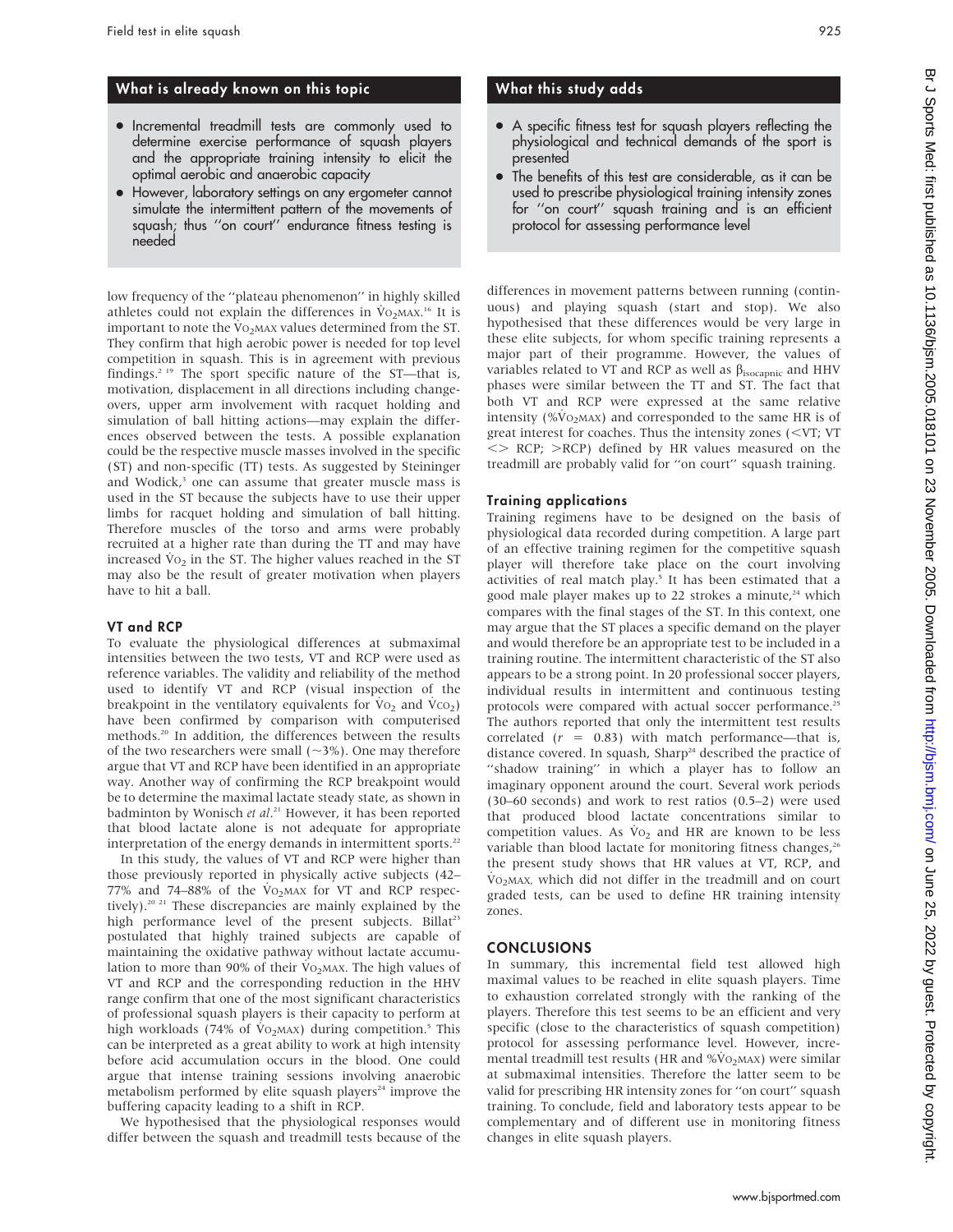## What is already known on this topic

- Incremental treadmill tests are commonly used to determine exercise performance of squash players and the appropriate training intensity to elicit the optimal aerobic and anaerobic capacity
- However, laboratory settings on any ergometer cannot simulate the intermittent pattern of the movements of squash; thus "on court" endurance fitness testing is needed

## What this study adds

- A specific fitness test for squash players reflecting the physiological and technical demands of the sport is presented
- The benefits of this test are considerable, as it can be used to prescribe physiological training intensity zones for "on court" squash training and is an efficient protocol for assessing performance level

low frequency of the "plateau phenomenon" in highly skilled athletes could not explain the differences in $\dot{V}O_2MAX$.[16] It is important to note the $\dot{V}O_2MAX$ values determined from the ST. They confirm that high aerobic power is needed for top level competition in squash. This is in agreement with previous findings.[2 19] The sport specific nature of the ST—that is, motivation, displacement in all directions including changeovers, upper arm involvement with racquet holding and simulation of ball hitting actions—may explain the differences observed between the tests. A possible explanation could be the respective muscle masses involved in the specific (ST) and non-specific (TT) tests. As suggested by Steininger and Wodick,[3] one can assume that greater muscle mass is used in the ST because the subjects have to use their upper limbs for racquet holding and simulation of ball hitting. Therefore muscles of the torso and arms were probably recruited at a higher rate than during the TT and may have increased $\dot{V}O_2$ in the ST. The higher values reached in the ST may also be the result of greater motivation when players have to hit a ball.

### VT and RCP

To evaluate the physiological differences at submaximal intensities between the two tests, VT and RCP were used as reference variables. The validity and reliability of the method used to identify VT and RCP (visual inspection of the breakpoint in the ventilatory equivalents for $\dot{V}O_2$ and $\dot{V}CO_2$) have been confirmed by comparison with computerised methods.[20] In addition, the differences between the results of the two researchers were small (~3%). One may therefore argue that VT and RCP have been identified in an appropriate way. Another way of confirming the RCP breakpoint would be to determine the maximal lactate steady state, as shown in badminton by Wonisch *et al*.[21] However, it has been reported that blood lactate alone is not adequate for appropriate interpretation of the energy demands in intermittent sports.[22]

In this study, the values of VT and RCP were higher than those previously reported in physically active subjects (42–77% and 74–88% of the $\dot{V}O_2MAX$ for VT and RCP respectively).[20 21] These discrepancies are mainly explained by the high performance level of the present subjects. Billat[23] postulated that highly trained subjects are capable of maintaining the oxidative pathway without lactate accumulation to more than 90% of their $\dot{V}O_2MAX$. The high values of VT and RCP and the corresponding reduction in the HHV range confirm that one of the most significant characteristics of professional squash players is their capacity to perform at high workloads (74% of $\dot{V}O_2MAX$) during competition.[5] This can be interpreted as a great ability to work at high intensity before acid accumulation occurs in the blood. One could argue that intense training sessions involving anaerobic metabolism performed by elite squash players[24] improve the buffering capacity leading to a shift in RCP.

We hypothesised that the physiological responses would differ between the squash and treadmill tests because of the differences in movement patterns between running (continuous) and playing squash (start and stop). We also hypothesised that these differences would be very large in these elite subjects, for whom specific training represents a major part of their programme. However, the values of variables related to VT and RCP as well as $\beta_{isocapnic}$ and HHV phases were similar between the TT and ST. The fact that both VT and RCP were expressed at the same relative intensity (%$\dot{V}O_2MAX$) and corresponded to the same HR is of great interest for coaches. Thus the intensity zones (<VT; VT <> RCP; >RCP) defined by HR values measured on the treadmill are probably valid for "on court" squash training.

### Training applications

Training regimens have to be designed on the basis of physiological data recorded during competition. A large part of an effective training regimen for the competitive squash player will therefore take place on the court involving activities of real match play.[5] It has been estimated that a good male player makes up to 22 strokes a minute,[24] which compares with the final stages of the ST. In this context, one may argue that the ST places a specific demand on the player and would therefore be an appropriate test to be included in a training routine. The intermittent characteristic of the ST also appears to be a strong point. In 20 professional soccer players, individual results in intermittent and continuous testing protocols were compared with actual soccer performance.[25] The authors reported that only the intermittent test results correlated ($r = 0.83$) with match performance—that is, distance covered. In squash, Sharp[24] described the practice of "shadow training" in which a player has to follow an imaginary opponent around the court. Several work periods (30–60 seconds) and work to rest ratios (0.5–2) were used that produced blood lactate concentrations similar to competition values. As $\dot{V}O_2$ and HR are known to be less variable than blood lactate for monitoring fitness changes,[26] the present study shows that HR values at VT, RCP, and $\dot{V}O_2MAX$, which did not differ in the treadmill and on court graded tests, can be used to define HR training intensity zones.

## CONCLUSIONS

In summary, this incremental field test allowed high maximal values to be reached in elite squash players. Time to exhaustion correlated strongly with the ranking of the players. Therefore this test seems to be an efficient and very specific (close to the characteristics of squash competition) protocol for assessing performance level. However, incremental treadmill test results (HR and %$\dot{V}O_2MAX$) were similar at submaximal intensities. Therefore the latter seem to be valid for prescribing HR intensity zones for "on court" squash training. To conclude, field and laboratory tests appear to be complementary and of different use in monitoring fitness changes in elite squash players.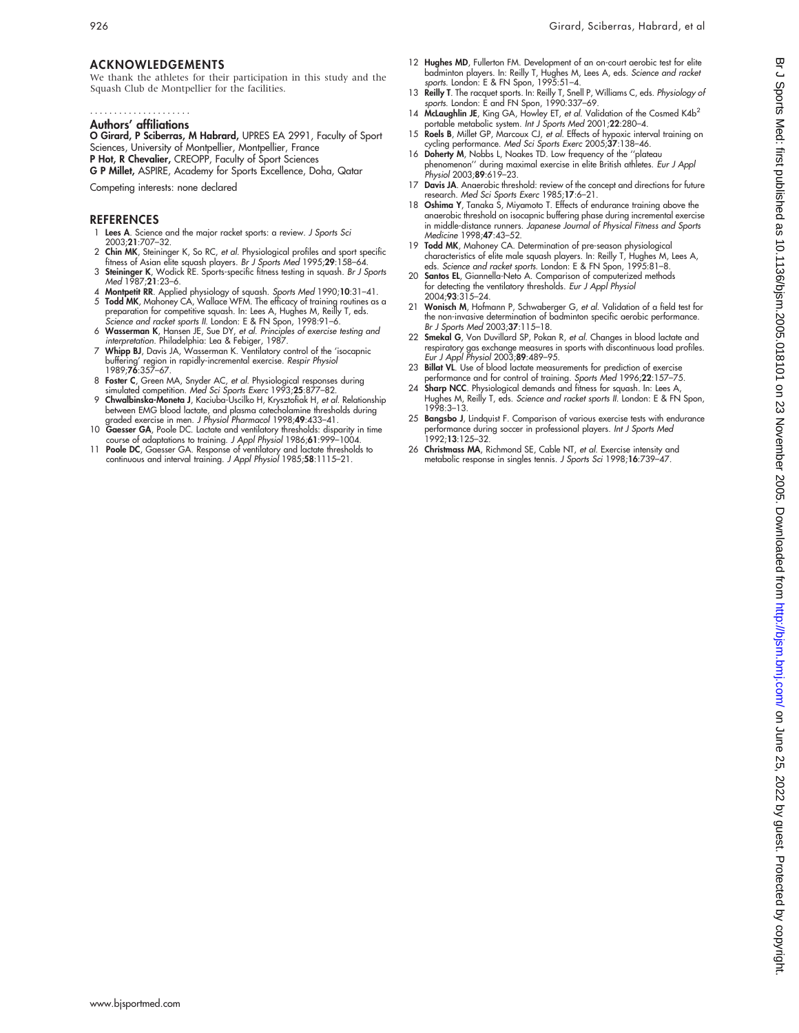## ACKNOWLEDGEMENTS

We thank the athletes for their participation in this study and the Squash Club de Montpellier for the facilities.

### Authors' affiliations

**O Girard, P Sciberras, M Habrard,** UPRES EA 2991, Faculty of Sport Sciences, University of Montpellier, Montpellier, France
**P Hot, R Chevalier,** CREOPP, Faculty of Sport Sciences
**G P Millet,** ASPIRE, Academy for Sports Excellence, Doha, Qatar

Competing interests: none declared

## REFERENCES

1. **Lees A**. Science and the major racket sports: a review. *J Sports Sci* 2003;**21**:707–32.
2. **Chin MK**, Steininger K, So RC, *et al*. Physiological profiles and sport specific fitness of Asian elite squash players. *Br J Sports Med* 1995;**29**:158–64.
3. **Steininger K**, Wodick RE. Sports-specific fitness testing in squash. *Br J Sports Med* 1987;**21**:23–6.
4. **Montpetit RR**. Applied physiology of squash. *Sports Med* 1990;**10**:31–41.
5. **Todd MK**, Mahoney CA, Wallace WFM. The efficacy of training routines as a preparation for competitive squash. In: Lees A, Hughes M, Reilly T, eds. *Science and racket sports II*. London: E & FN Spon, 1998:91–6.
6. **Wasserman K**, Hansen JE, Sue DY, *et al*. *Principles of exercise testing and interpretation*. Philadelphia: Lea & Febiger, 1987.
7. **Whipp BJ**, Davis JA, Wasserman K. Ventilatory control of the 'isocapnic buffering' region in rapidly-incremental exercise. *Respir Physiol* 1989;**76**:357–67.
8. **Foster C**, Green MA, Snyder AC, *et al*. Physiological responses during simulated competition. *Med Sci Sports Exerc* 1993;**25**:877–82.
9. **Chwalbinska-Moneta J**, Kaciuba-Uscilko H, Krysztofiak H, *et al*. Relationship between EMG blood lactate, and plasma catecholamine thresholds during graded exercise in men. *J Physiol Pharmacol* 1998;**49**:433–41.
10. **Gaesser GA**, Poole DC. Lactate and ventilatory thresholds: disparity in time course of adaptations to training. *J Appl Physiol* 1986;**61**:999–1004.
11. **Poole DC**, Gaesser GA. Response of ventilatory and lactate thresholds to continuous and interval training. *J Appl Physiol* 1985;**58**:1115–21.
12. **Hughes MD**, Fullerton FM. Development of an on-court aerobic test for elite badminton players. In: Reilly T, Hughes M, Lees A, eds. *Science and racket sports*. London: E & FN Spon, 1995:51–4.
13. **Reilly T**. The racquet sports. In: Reilly T, Snell P, Williams C, eds. *Physiology of sports*. London: E and FN Spon, 1990:337–69.
14. **McLaughlin JE**, King GA, Howley ET, *et al*. Validation of the Cosmed K4b$^2$ portable metabolic system. *Int J Sports Med* 2001;**22**:280–4.
15. **Roels B**, Millet GP, Marcoux CJ, *et al*. Effects of hypoxic interval training on cycling performance. *Med Sci Sports Exerc* 2005;**37**:138–46.
16. **Doherty M**, Nobbs L, Noakes TD. Low frequency of the ''plateau phenomenon'' during maximal exercise in elite British athletes. *Eur J Appl Physiol* 2003;**89**:619–23.
17. **Davis JA**. Anaerobic threshold: review of the concept and directions for future research. *Med Sci Sports Exerc* 1985;**17**:6–21.
18. **Oshima Y**, Tanaka S, Miyamoto T. Effects of endurance training above the anaerobic threshold on isocapnic buffering phase during incremental exercise in middle-distance runners. *Japanese Journal of Physical Fitness and Sports Medicine* 1998;**47**:43–52.
19. **Todd MK**, Mahoney CA. Determination of pre-season physiological characteristics of elite male squash players. In: Reilly T, Hughes M, Lees A, eds. *Science and racket sports*. London: E & FN Spon, 1995:81–8.
20. **Santos EL**, Giannella-Neto A. Comparison of computerized methods for detecting the ventilatory thresholds. *Eur J Appl Physiol* 2004;**93**:315–24.
21. **Wonisch M**, Hofmann P, Schwaberger G, *et al*. Validation of a field test for the non-invasive determination of badminton specific aerobic performance. *Br J Sports Med* 2003;**37**:115–18.
22. **Smekal G**, Von Duvillard SP, Pokan R, *et al*. Changes in blood lactate and respiratory gas exchange measures in sports with discontinuous load profiles. *Eur J Appl Physiol* 2003;**89**:489–95.
23. **Billat VL**. Use of blood lactate measurements for prediction of exercise performance and for control of training. *Sports Med* 1996;**22**:157–75.
24. **Sharp NCC**. Physiological demands and fitness for squash. In: Lees A, Hughes M, Reilly T, eds. *Science and racket sports II*. London: E & FN Spon, 1998:3–13.
25. **Bangsbo J**, Lindquist F. Comparison of various exercise tests with endurance performance during soccer in professional players. *Int J Sports Med* 1992;**13**:125–32.
26. **Christmass MA**, Richmond SE, Cable NT, *et al*. Exercise intensity and metabolic response in singles tennis. *J Sports Sci* 1998;**16**:739–47.